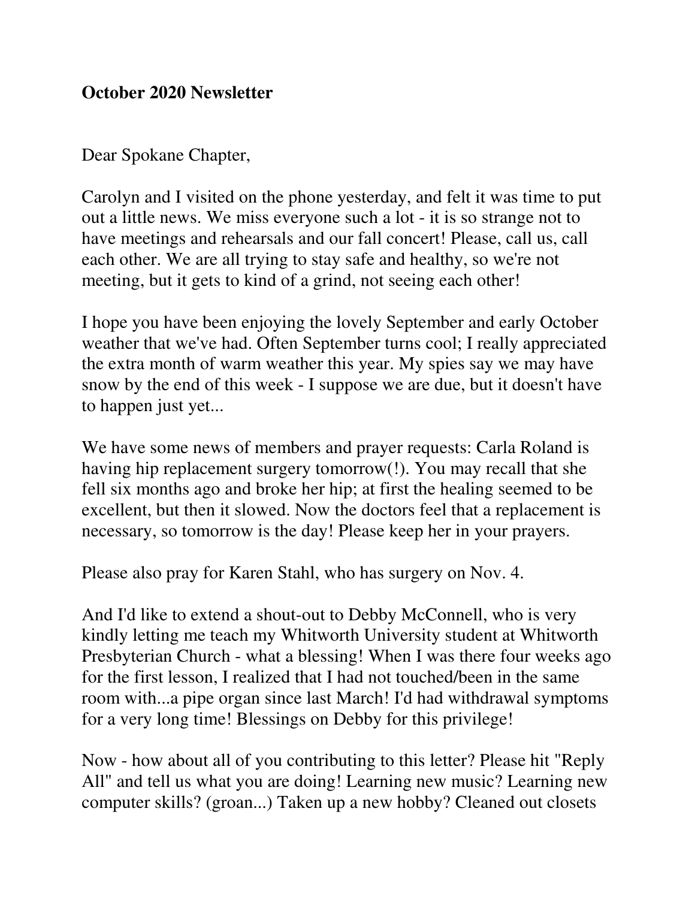**October 2020 Newsletter**

Dear Spokane Chapter,

Carolyn and I visited on the phone yesterday, and felt it was time to put out a little news. We miss everyone such a lot - it is so strange not to have meetings and rehearsals and our fall concert! Please, call us, call each other. We are all trying to stay safe and healthy, so we're not meeting, but it gets to kind of a grind, not seeing each other!

I hope you have been enjoying the lovely September and early October weather that we've had. Often September turns cool; I really appreciated the extra month of warm weather this year. My spies say we may have snow by the end of this week - I suppose we are due, but it doesn't have to happen just yet...

We have some news of members and prayer requests: Carla Roland is having hip replacement surgery tomorrow(!). You may recall that she fell six months ago and broke her hip; at first the healing seemed to be excellent, but then it slowed. Now the doctors feel that a replacement is necessary, so tomorrow is the day! Please keep her in your prayers.

Please also pray for Karen Stahl, who has surgery on Nov. 4.

And I'd like to extend a shout-out to Debby McConnell, who is very kindly letting me teach my Whitworth University student at Whitworth Presbyterian Church - what a blessing! When I was there four weeks ago for the first lesson, I realized that I had not touched/been in the same room with...a pipe organ since last March! I'd had withdrawal symptoms for a very long time! Blessings on Debby for this privilege!

Now - how about all of you contributing to this letter? Please hit "Reply All" and tell us what you are doing! Learning new music? Learning new computer skills? (groan...) Taken up a new hobby? Cleaned out closets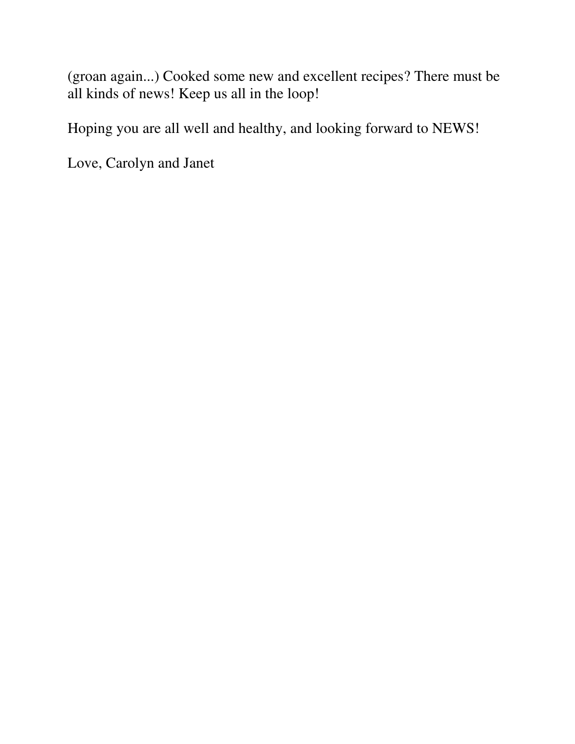(groan again...) Cooked some new and excellent recipes? There must be all kinds of news! Keep us all in the loop!

Hoping you are all well and healthy, and looking forward to NEWS!

Love, Carolyn and Janet